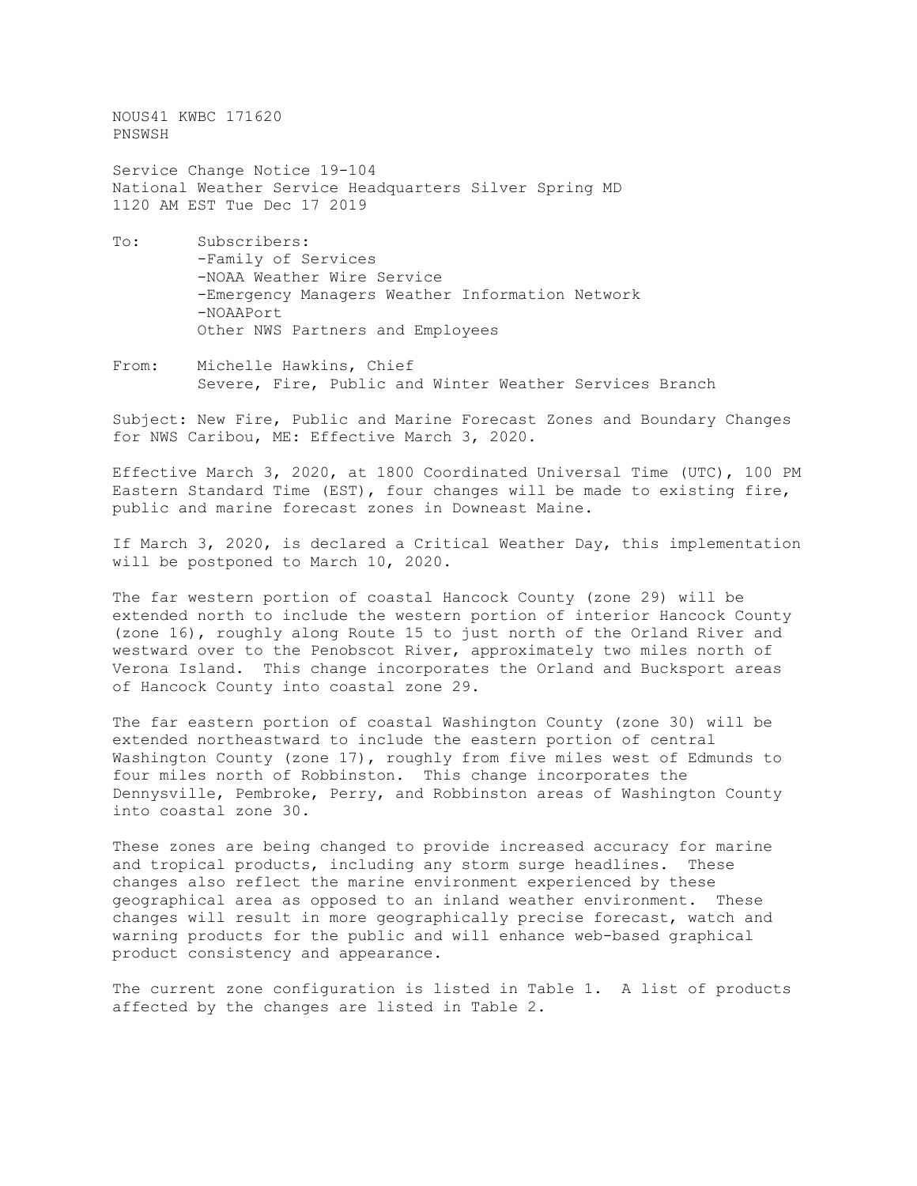NOUS41 KWBC 171620
PNSWSH

Service Change Notice 19-104
National Weather Service Headquarters Silver Spring MD
1120 AM EST Tue Dec 17 2019

To: Subscribers:
- -Family of Services
- -NOAA Weather Wire Service
- -Emergency Managers Weather Information Network
- -NOAAPort

Other NWS Partners and Employees

From: Michelle Hawkins, Chief
Severe, Fire, Public and Winter Weather Services Branch

Subject: New Fire, Public and Marine Forecast Zones and Boundary Changes for NWS Caribou, ME: Effective March 3, 2020.

Effective March 3, 2020, at 1800 Coordinated Universal Time (UTC), 100 PM Eastern Standard Time (EST), four changes will be made to existing fire, public and marine forecast zones in Downeast Maine.

If March 3, 2020, is declared a Critical Weather Day, this implementation will be postponed to March 10, 2020.

The far western portion of coastal Hancock County (zone 29) will be extended north to include the western portion of interior Hancock County (zone 16), roughly along Route 15 to just north of the Orland River and westward over to the Penobscot River, approximately two miles north of Verona Island. This change incorporates the Orland and Bucksport areas of Hancock County into coastal zone 29.

The far eastern portion of coastal Washington County (zone 30) will be extended northeastward to include the eastern portion of central Washington County (zone 17), roughly from five miles west of Edmunds to four miles north of Robbinston. This change incorporates the Dennysville, Pembroke, Perry, and Robbinston areas of Washington County into coastal zone 30.

These zones are being changed to provide increased accuracy for marine and tropical products, including any storm surge headlines. These changes also reflect the marine environment experienced by these geographical area as opposed to an inland weather environment. These changes will result in more geographically precise forecast, watch and warning products for the public and will enhance web-based graphical product consistency and appearance.

The current zone configuration is listed in Table 1. A list of products affected by the changes are listed in Table 2.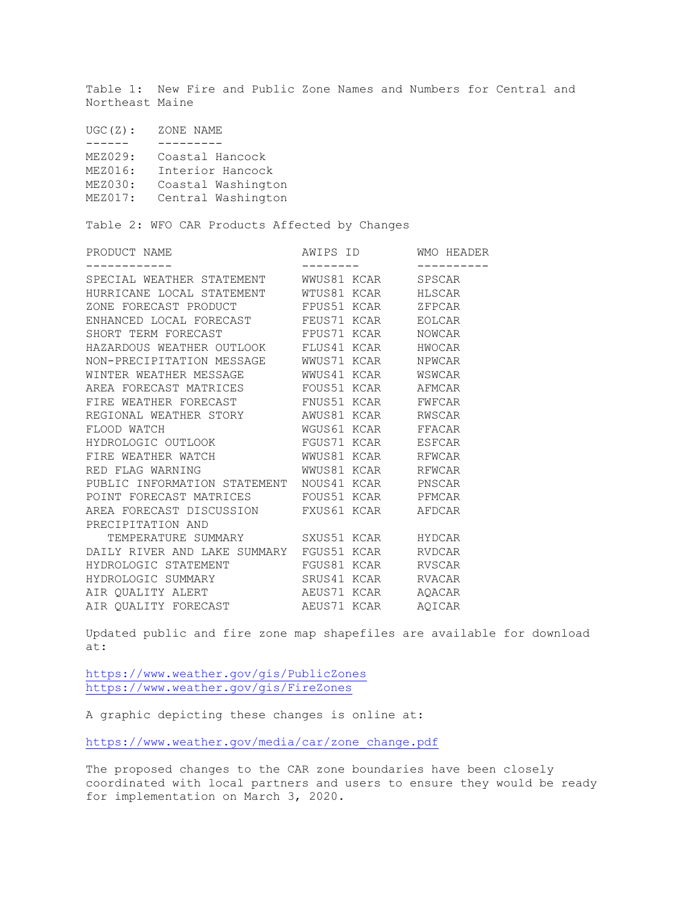Table 1: New Fire and Public Zone Names and Numbers for Central and Northeast Maine

| UGC(Z): | ZONE NAME |
|---|---|
| MEZ029: | Coastal Hancock |
| MEZ016: | Interior Hancock |
| MEZ030: | Coastal Washington |
| MEZ017: | Central Washington |

Table 2: WFO CAR Products Affected by Changes

| PRODUCT NAME | AWIPS ID | WMO HEADER |
|---|---|---|
| SPECIAL WEATHER STATEMENT | WWUS81 KCAR | SPSCAR |
| HURRICANE LOCAL STATEMENT | WTUS81 KCAR | HLSCAR |
| ZONE FORECAST PRODUCT | FPUS51 KCAR | ZFPCAR |
| ENHANCED LOCAL FORECAST | FEUS71 KCAR | EOLCAR |
| SHORT TERM FORECAST | FPUS71 KCAR | NOWCAR |
| HAZARDOUS WEATHER OUTLOOK | FLUS41 KCAR | HWOCAR |
| NON-PRECIPITATION MESSAGE | WWUS71 KCAR | NPWCAR |
| WINTER WEATHER MESSAGE | WWUS41 KCAR | WSWCAR |
| AREA FORECAST MATRICES | FOUS51 KCAR | AFMCAR |
| FIRE WEATHER FORECAST | FNUS51 KCAR | FWFCAR |
| REGIONAL WEATHER STORY | AWUS81 KCAR | RWSCAR |
| FLOOD WATCH | WGUS61 KCAR | FFACAR |
| HYDROLOGIC OUTLOOK | FGUS71 KCAR | ESFCAR |
| FIRE WEATHER WATCH | WWUS81 KCAR | RFWCAR |
| RED FLAG WARNING | WWUS81 KCAR | RFWCAR |
| PUBLIC INFORMATION STATEMENT | NOUS41 KCAR | PNSCAR |
| POINT FORECAST MATRICES | FOUS51 KCAR | PFMCAR |
| AREA FORECAST DISCUSSION | FXUS61 KCAR | AFDCAR |
| PRECIPITATION AND TEMPERATURE SUMMARY | SXUS51 KCAR | HYDCAR |
| DAILY RIVER AND LAKE SUMMARY | FGUS51 KCAR | RVDCAR |
| HYDROLOGIC STATEMENT | FGUS81 KCAR | RVSCAR |
| HYDROLOGIC SUMMARY | SRUS41 KCAR | RVACAR |
| AIR QUALITY ALERT | AEUS71 KCAR | AQACAR |
| AIR QUALITY FORECAST | AEUS71 KCAR | AQICAR |

Updated public and fire zone map shapefiles are available for download at:

https://www.weather.gov/gis/PublicZones
https://www.weather.gov/gis/FireZones

A graphic depicting these changes is online at:

https://www.weather.gov/media/car/zone_change.pdf

The proposed changes to the CAR zone boundaries have been closely coordinated with local partners and users to ensure they would be ready for implementation on March 3, 2020.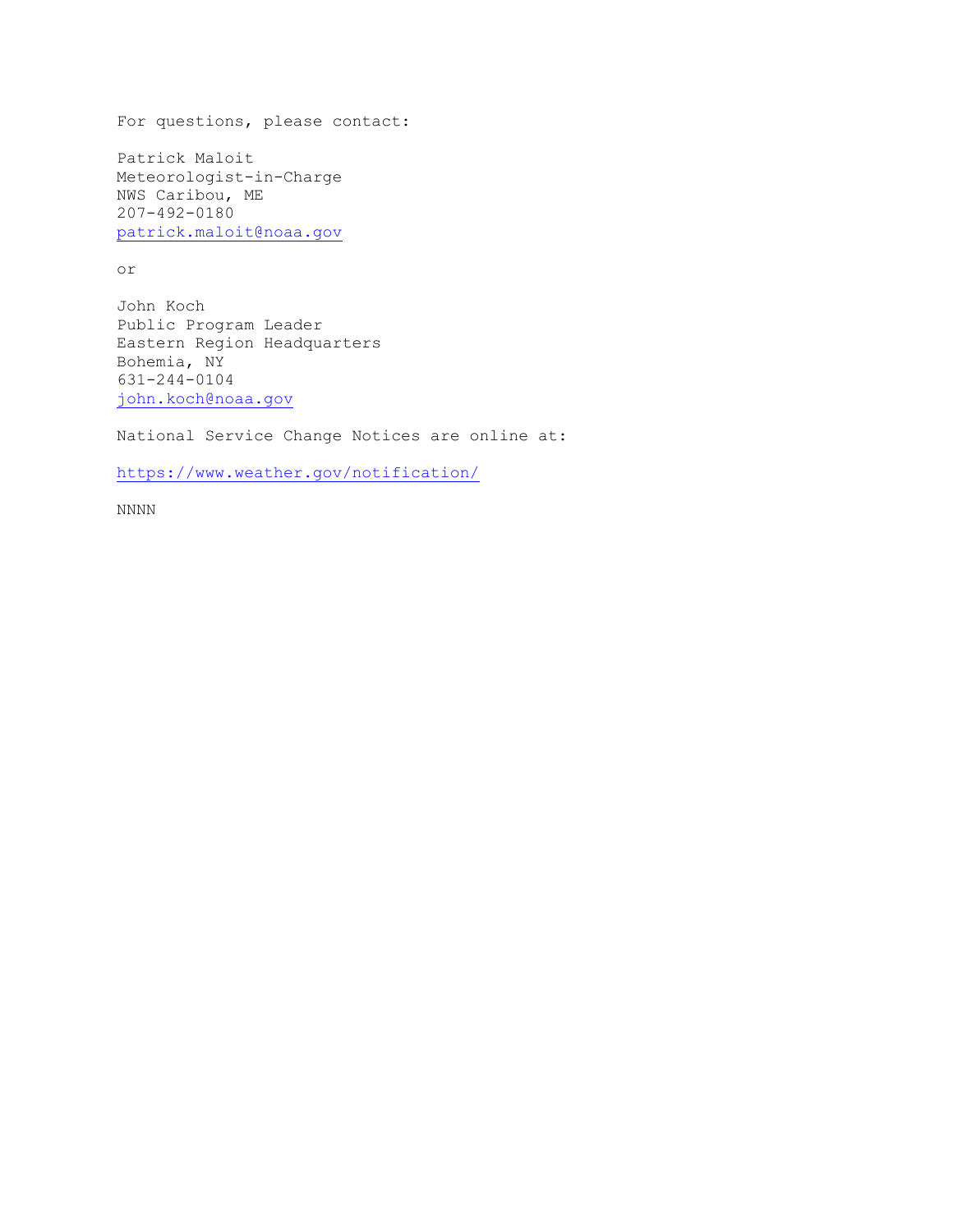For questions, please contact:

Patrick Maloit  
Meteorologist-in-Charge  
NWS Caribou, ME  
207-492-0180  
patrick.maloit@noaa.gov

or

John Koch  
Public Program Leader  
Eastern Region Headquarters  
Bohemia, NY  
631-244-0104  
john.koch@noaa.gov

National Service Change Notices are online at:

https://www.weather.gov/notification/

NNNN